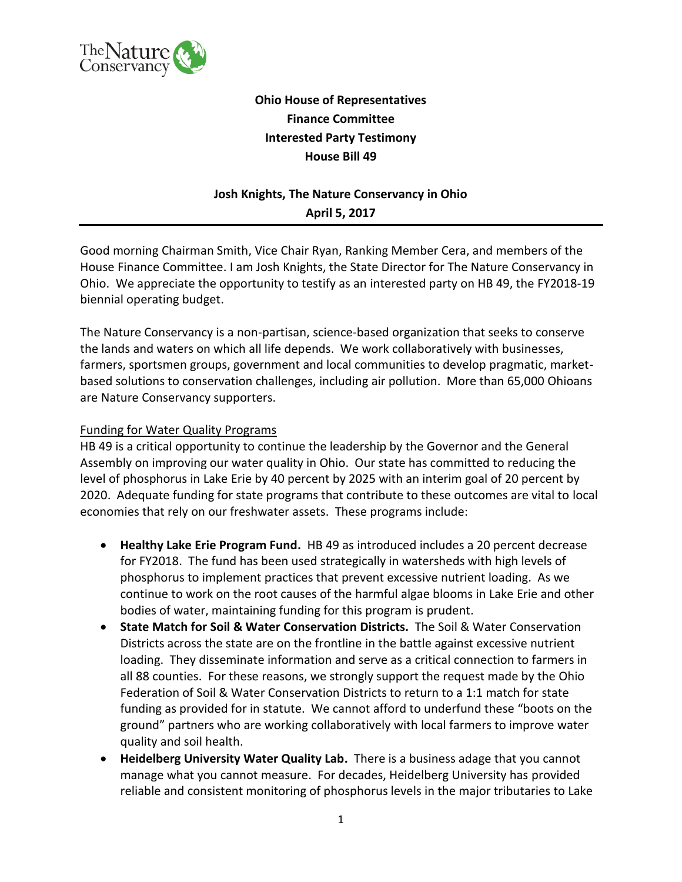**Ohio House of Representatives**
**Finance Committee**
**Interested Party Testimony**
**House Bill 49**

**Josh Knights, The Nature Conservancy in Ohio**
**April 5, 2017**

---

Good morning Chairman Smith, Vice Chair Ryan, Ranking Member Cera, and members of the House Finance Committee. I am Josh Knights, the State Director for The Nature Conservancy in Ohio. We appreciate the opportunity to testify as an interested party on HB 49, the FY2018-19 biennial operating budget.

The Nature Conservancy is a non-partisan, science-based organization that seeks to conserve the lands and waters on which all life depends. We work collaboratively with businesses, farmers, sportsmen groups, government and local communities to develop pragmatic, market-based solutions to conservation challenges, including air pollution. More than 65,000 Ohioans are Nature Conservancy supporters.

<u>Funding for Water Quality Programs</u>

HB 49 is a critical opportunity to continue the leadership by the Governor and the General Assembly on improving our water quality in Ohio. Our state has committed to reducing the level of phosphorus in Lake Erie by 40 percent by 2025 with an interim goal of 20 percent by 2020. Adequate funding for state programs that contribute to these outcomes are vital to local economies that rely on our freshwater assets. These programs include:

- **Healthy Lake Erie Program Fund.** HB 49 as introduced includes a 20 percent decrease for FY2018. The fund has been used strategically in watersheds with high levels of phosphorus to implement practices that prevent excessive nutrient loading. As we continue to work on the root causes of the harmful algae blooms in Lake Erie and other bodies of water, maintaining funding for this program is prudent.
- **State Match for Soil & Water Conservation Districts.** The Soil & Water Conservation Districts across the state are on the frontline in the battle against excessive nutrient loading. They disseminate information and serve as a critical connection to farmers in all 88 counties. For these reasons, we strongly support the request made by the Ohio Federation of Soil & Water Conservation Districts to return to a 1:1 match for state funding as provided for in statute. We cannot afford to underfund these "boots on the ground" partners who are working collaboratively with local farmers to improve water quality and soil health.
- **Heidelberg University Water Quality Lab.** There is a business adage that you cannot manage what you cannot measure. For decades, Heidelberg University has provided reliable and consistent monitoring of phosphorus levels in the major tributaries to Lake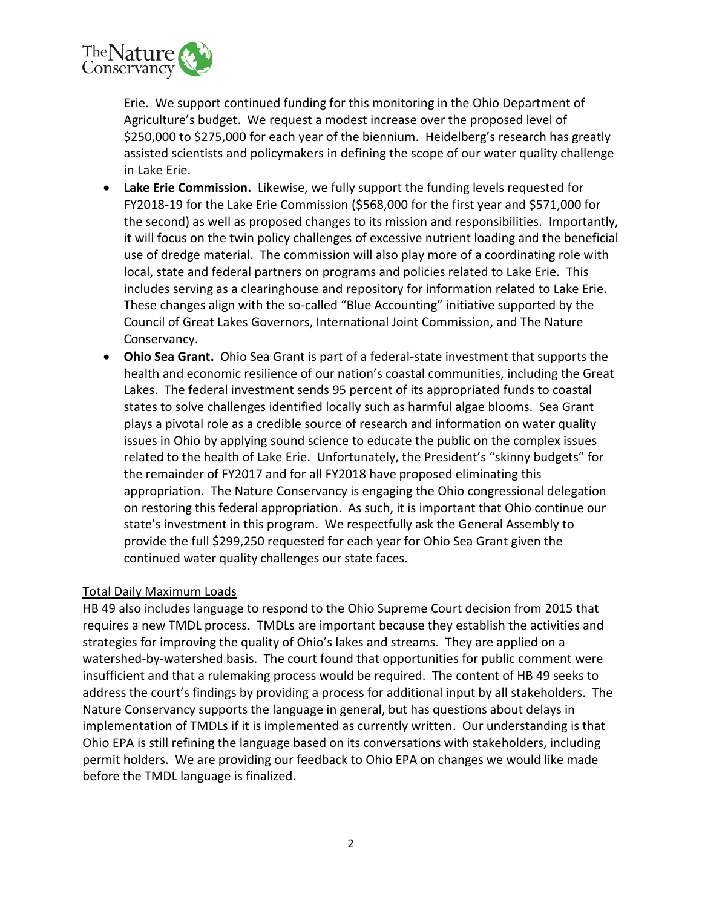Erie. We support continued funding for this monitoring in the Ohio Department of Agriculture's budget. We request a modest increase over the proposed level of $250,000 to $275,000 for each year of the biennium. Heidelberg's research has greatly assisted scientists and policymakers in defining the scope of our water quality challenge in Lake Erie.

- **Lake Erie Commission.** Likewise, we fully support the funding levels requested for FY2018-19 for the Lake Erie Commission ($568,000 for the first year and $571,000 for the second) as well as proposed changes to its mission and responsibilities. Importantly, it will focus on the twin policy challenges of excessive nutrient loading and the beneficial use of dredge material. The commission will also play more of a coordinating role with local, state and federal partners on programs and policies related to Lake Erie. This includes serving as a clearinghouse and repository for information related to Lake Erie. These changes align with the so-called "Blue Accounting" initiative supported by the Council of Great Lakes Governors, International Joint Commission, and The Nature Conservancy.
- **Ohio Sea Grant.** Ohio Sea Grant is part of a federal-state investment that supports the health and economic resilience of our nation's coastal communities, including the Great Lakes. The federal investment sends 95 percent of its appropriated funds to coastal states to solve challenges identified locally such as harmful algae blooms. Sea Grant plays a pivotal role as a credible source of research and information on water quality issues in Ohio by applying sound science to educate the public on the complex issues related to the health of Lake Erie. Unfortunately, the President's "skinny budgets" for the remainder of FY2017 and for all FY2018 have proposed eliminating this appropriation. The Nature Conservancy is engaging the Ohio congressional delegation on restoring this federal appropriation. As such, it is important that Ohio continue our state's investment in this program. We respectfully ask the General Assembly to provide the full $299,250 requested for each year for Ohio Sea Grant given the continued water quality challenges our state faces.

<u>Total Daily Maximum Loads</u>

HB 49 also includes language to respond to the Ohio Supreme Court decision from 2015 that requires a new TMDL process. TMDLs are important because they establish the activities and strategies for improving the quality of Ohio's lakes and streams. They are applied on a watershed-by-watershed basis. The court found that opportunities for public comment were insufficient and that a rulemaking process would be required. The content of HB 49 seeks to address the court's findings by providing a process for additional input by all stakeholders. The Nature Conservancy supports the language in general, but has questions about delays in implementation of TMDLs if it is implemented as currently written. Our understanding is that Ohio EPA is still refining the language based on its conversations with stakeholders, including permit holders. We are providing our feedback to Ohio EPA on changes we would like made before the TMDL language is finalized.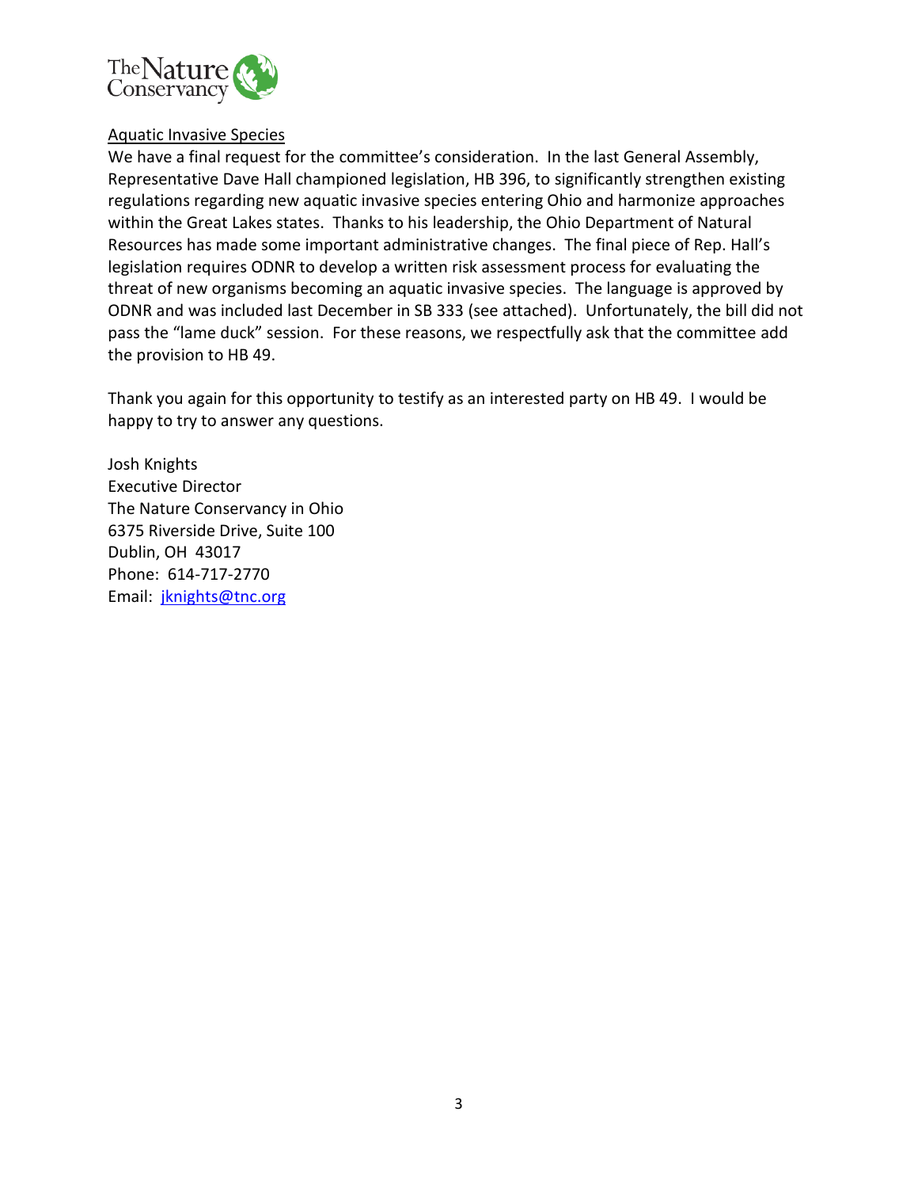Aquatic Invasive Species

We have a final request for the committee's consideration. In the last General Assembly, Representative Dave Hall championed legislation, HB 396, to significantly strengthen existing regulations regarding new aquatic invasive species entering Ohio and harmonize approaches within the Great Lakes states. Thanks to his leadership, the Ohio Department of Natural Resources has made some important administrative changes. The final piece of Rep. Hall's legislation requires ODNR to develop a written risk assessment process for evaluating the threat of new organisms becoming an aquatic invasive species. The language is approved by ODNR and was included last December in SB 333 (see attached). Unfortunately, the bill did not pass the "lame duck" session. For these reasons, we respectfully ask that the committee add the provision to HB 49.

Thank you again for this opportunity to testify as an interested party on HB 49. I would be happy to try to answer any questions.

Josh Knights
Executive Director
The Nature Conservancy in Ohio
6375 Riverside Drive, Suite 100
Dublin, OH 43017
Phone: 614-717-2770
Email: jknights@tnc.org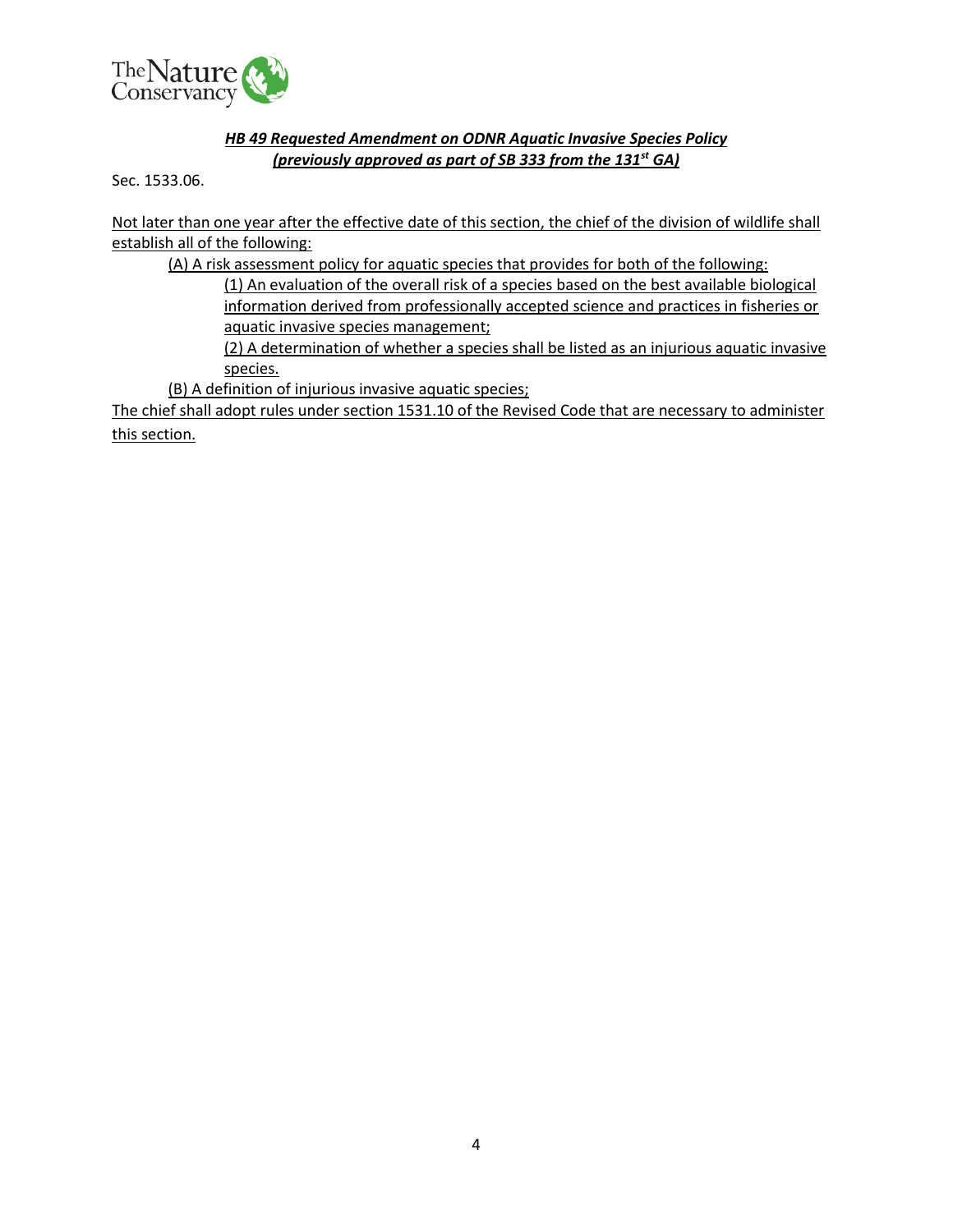***HB 49 Requested Amendment on ODNR Aquatic Invasive Species Policy***
***(previously approved as part of SB 333 from the 131st GA)***

Sec. 1533.06.

Not later than one year after the effective date of this section, the chief of the division of wildlife shall establish all of the following:

(A) A risk assessment policy for aquatic species that provides for both of the following:

(1) An evaluation of the overall risk of a species based on the best available biological information derived from professionally accepted science and practices in fisheries or aquatic invasive species management;

(2) A determination of whether a species shall be listed as an injurious aquatic invasive species.

(B) A definition of injurious invasive aquatic species;

The chief shall adopt rules under section 1531.10 of the Revised Code that are necessary to administer this section.